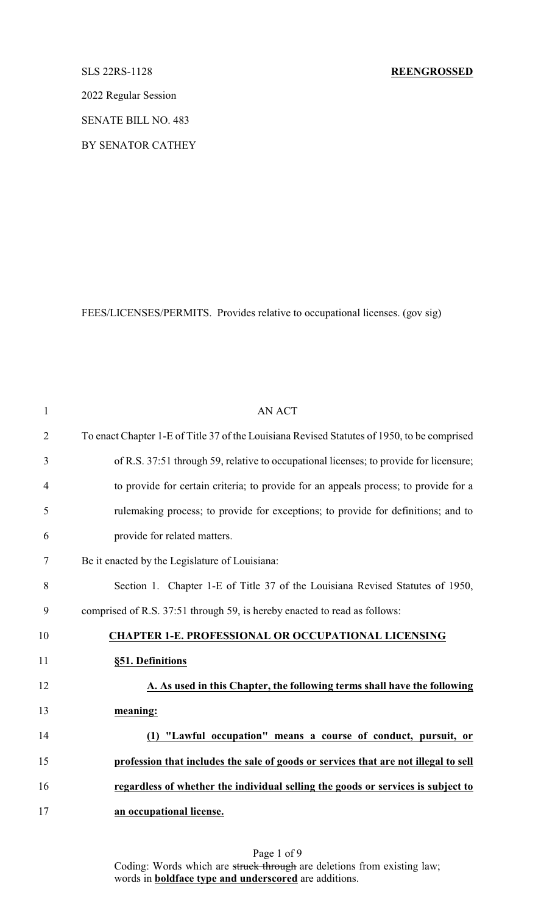SLS 22RS-1128 **REENGROSSED**

2022 Regular Session

SENATE BILL NO. 483

BY SENATOR CATHEY

FEES/LICENSES/PERMITS. Provides relative to occupational licenses. (gov sig)

AN ACT

To enact Chapter 1-E of Title 37 of the Louisiana Revised Statutes of 1950, to be comprised of R.S. 37:51 through 59, relative to occupational licenses; to provide for licensure; to provide for certain criteria; to provide for an appeals process; to provide for a rulemaking process; to provide for exceptions; to provide for definitions; and to provide for related matters.

Be it enacted by the Legislature of Louisiana:

Section 1. Chapter 1-E of Title 37 of the Louisiana Revised Statutes of 1950, comprised of R.S. 37:51 through 59, is hereby enacted to read as follows:

**CHAPTER 1-E. PROFESSIONAL OR OCCUPATIONAL LICENSING**

**§51. Definitions**

**A. As used in this Chapter, the following terms shall have the following meaning:**

**(1) "Lawful occupation" means a course of conduct, pursuit, or profession that includes the sale of goods or services that are not illegal to sell regardless of whether the individual selling the goods or services is subject to an occupational license.**

Coding: Words which are ~~struck through~~ are deletions from existing law; words in **boldface type and underscored** are additions.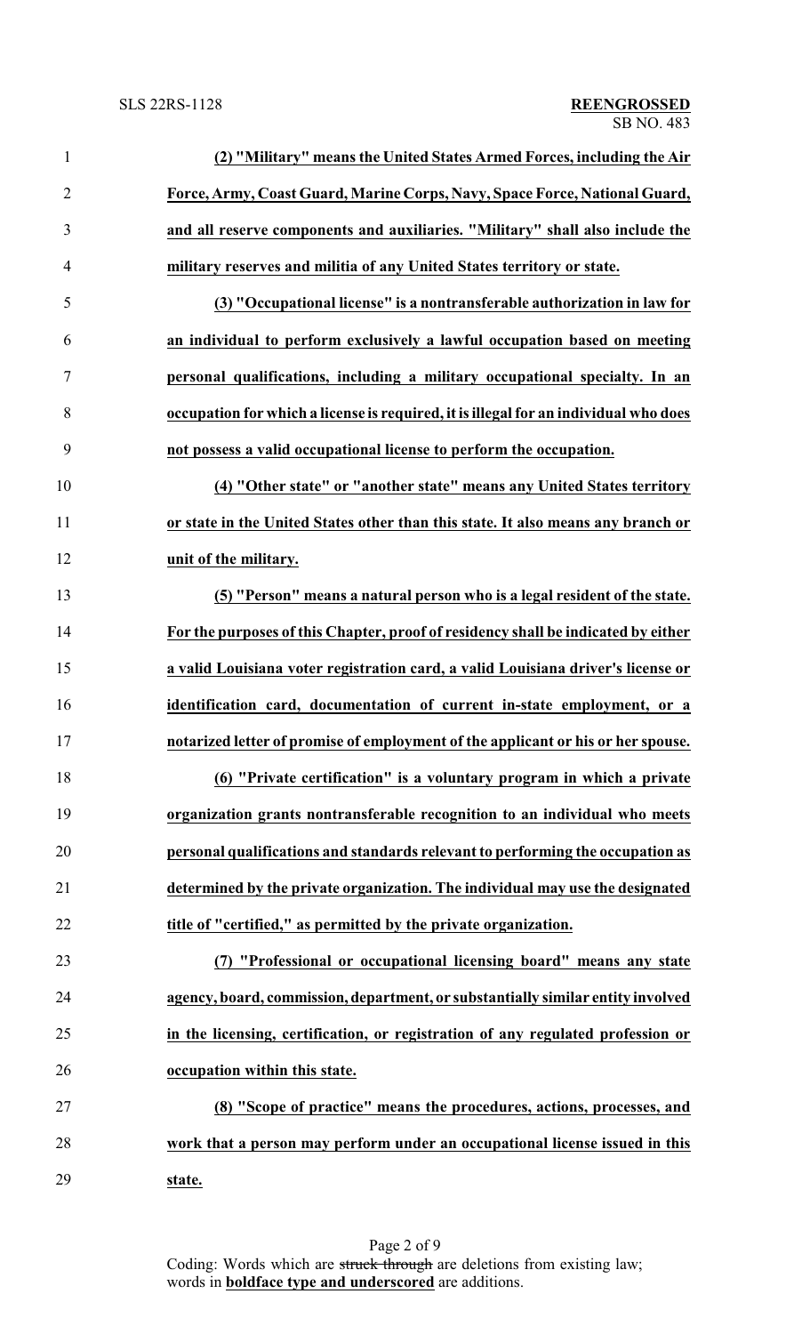**(2) "Military" means the United States Armed Forces, including the Air Force, Army, Coast Guard, Marine Corps, Navy, Space Force, National Guard, and all reserve components and auxiliaries. "Military" shall also include the military reserves and militia of any United States territory or state.**

**(3) "Occupational license" is a nontransferable authorization in law for an individual to perform exclusively a lawful occupation based on meeting personal qualifications, including a military occupational specialty. In an occupation for which a license is required, it is illegal for an individual who does not possess a valid occupational license to perform the occupation.**

**(4) "Other state" or "another state" means any United States territory or state in the United States other than this state. It also means any branch or unit of the military.**

**(5) "Person" means a natural person who is a legal resident of the state. For the purposes of this Chapter, proof of residency shall be indicated by either a valid Louisiana voter registration card, a valid Louisiana driver's license or identification card, documentation of current in-state employment, or a notarized letter of promise of employment of the applicant or his or her spouse.**

**(6) "Private certification" is a voluntary program in which a private organization grants nontransferable recognition to an individual who meets personal qualifications and standards relevant to performing the occupation as determined by the private organization. The individual may use the designated title of "certified," as permitted by the private organization.**

**(7) "Professional or occupational licensing board" means any state agency, board, commission, department, or substantially similar entity involved in the licensing, certification, or registration of any regulated profession or occupation within this state.**

**(8) "Scope of practice" means the procedures, actions, processes, and work that a person may perform under an occupational license issued in this state.**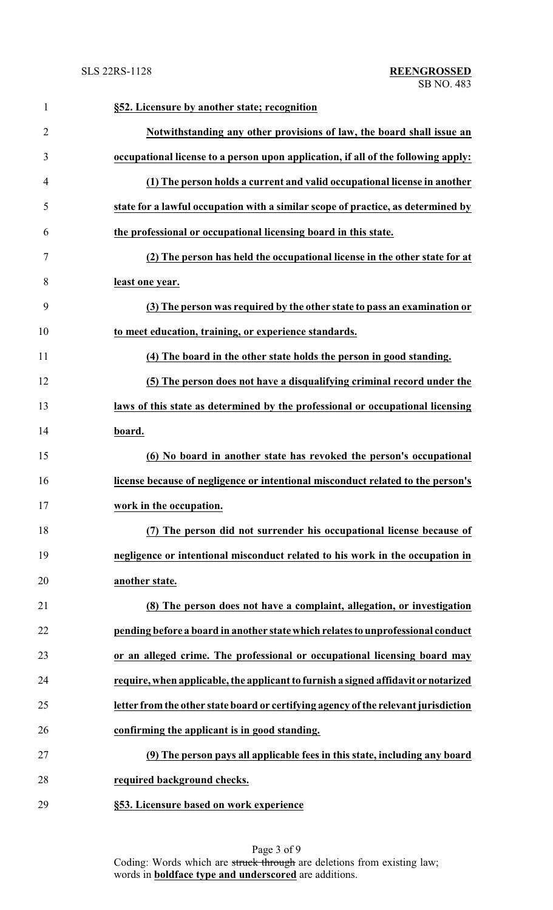**§52. Licensure by another state; recognition**

**Notwithstanding any other provisions of law, the board shall issue an occupational license to a person upon application, if all of the following apply:**

**(1) The person holds a current and valid occupational license in another state for a lawful occupation with a similar scope of practice, as determined by the professional or occupational licensing board in this state.**

**(2) The person has held the occupational license in the other state for at least one year.**

**(3) The person was required by the other state to pass an examination or to meet education, training, or experience standards.**

**(4) The board in the other state holds the person in good standing.**

**(5) The person does not have a disqualifying criminal record under the laws of this state as determined by the professional or occupational licensing board.**

**(6) No board in another state has revoked the person's occupational license because of negligence or intentional misconduct related to the person's work in the occupation.**

**(7) The person did not surrender his occupational license because of negligence or intentional misconduct related to his work in the occupation in another state.**

**(8) The person does not have a complaint, allegation, or investigation pending before a board in another state which relates to unprofessional conduct or an alleged crime. The professional or occupational licensing board may require, when applicable, the applicant to furnish a signed affidavit or notarized letter from the other state board or certifying agency of the relevant jurisdiction confirming the applicant is in good standing.**

**(9) The person pays all applicable fees in this state, including any board required background checks.**

**§53. Licensure based on work experience**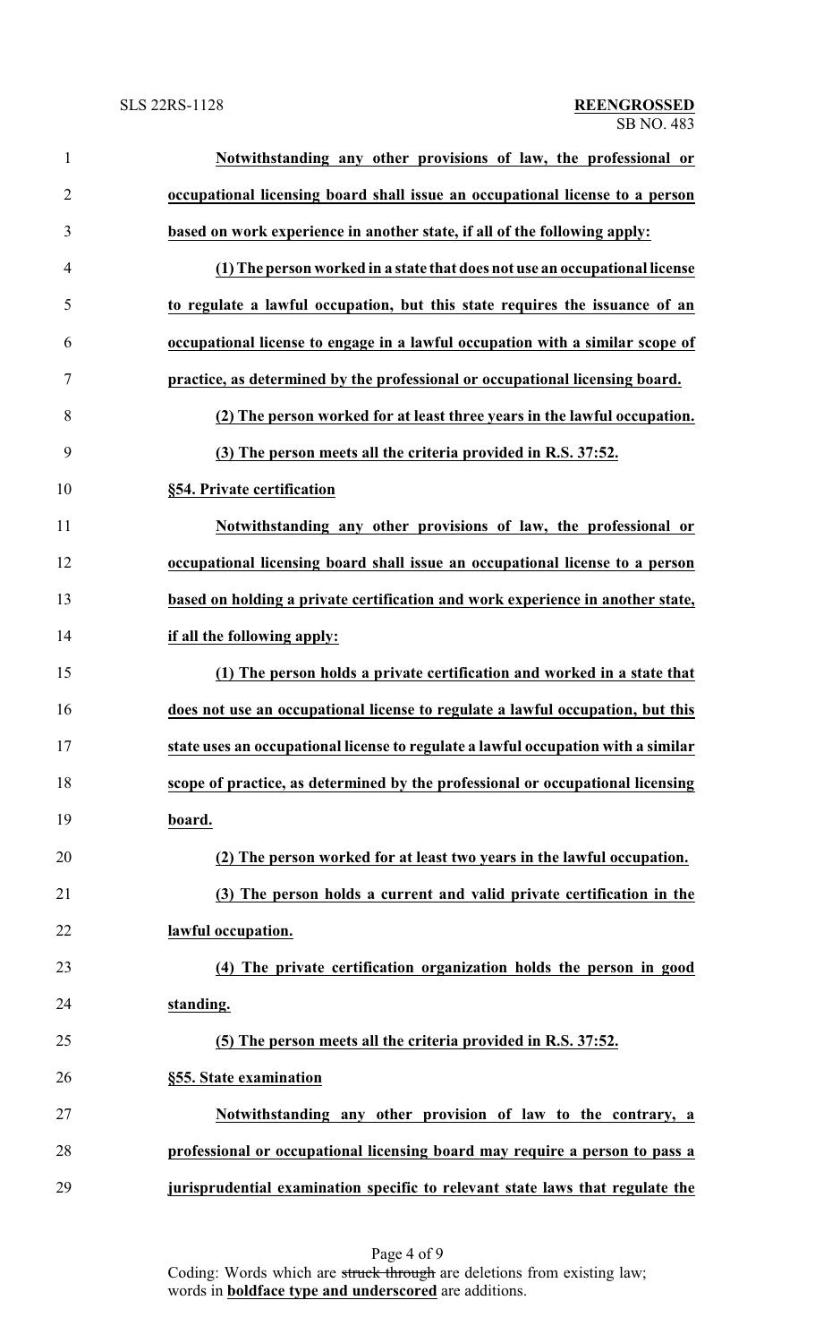**Notwithstanding any other provisions of law, the professional or occupational licensing board shall issue an occupational license to a person based on work experience in another state, if all of the following apply:**

**(1) The person worked in a state that does not use an occupational license to regulate a lawful occupation, but this state requires the issuance of an occupational license to engage in a lawful occupation with a similar scope of practice, as determined by the professional or occupational licensing board.**

**(2) The person worked for at least three years in the lawful occupation.**

**(3) The person meets all the criteria provided in R.S. 37:52.**

**§54. Private certification**

**Notwithstanding any other provisions of law, the professional or occupational licensing board shall issue an occupational license to a person based on holding a private certification and work experience in another state, if all the following apply:**

**(1) The person holds a private certification and worked in a state that does not use an occupational license to regulate a lawful occupation, but this state uses an occupational license to regulate a lawful occupation with a similar scope of practice, as determined by the professional or occupational licensing board.**

**(2) The person worked for at least two years in the lawful occupation.**

**(3) The person holds a current and valid private certification in the lawful occupation.**

**(4) The private certification organization holds the person in good standing.**

**(5) The person meets all the criteria provided in R.S. 37:52.**

**§55. State examination**

**Notwithstanding any other provision of law to the contrary, a professional or occupational licensing board may require a person to pass a jurisprudential examination specific to relevant state laws that regulate the**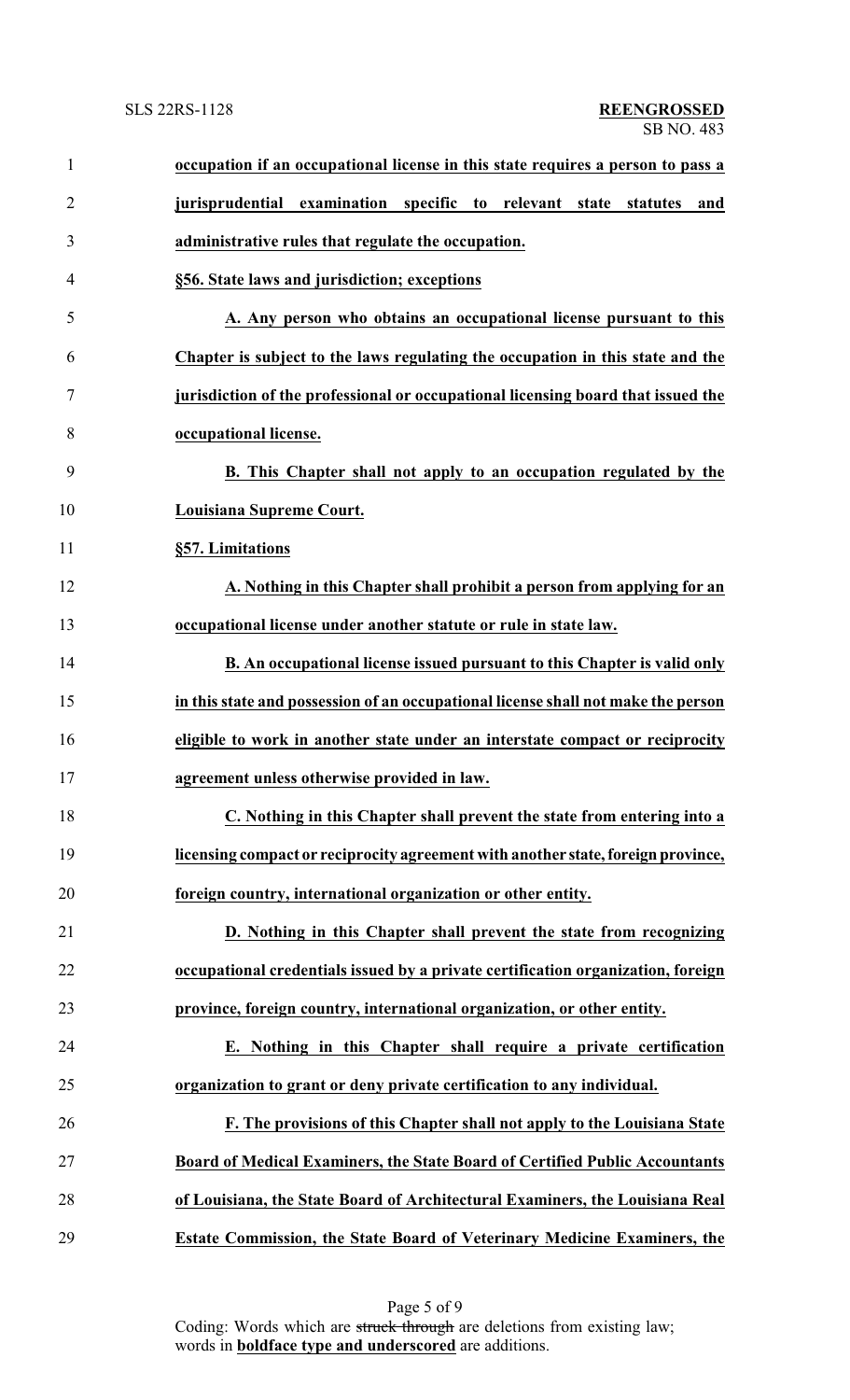**occupation if an occupational license in this state requires a person to pass a jurisprudential examination specific to relevant state statutes and administrative rules that regulate the occupation.**

**§56. State laws and jurisdiction; exceptions**

**A. Any person who obtains an occupational license pursuant to this Chapter is subject to the laws regulating the occupation in this state and the jurisdiction of the professional or occupational licensing board that issued the occupational license.**

**B. This Chapter shall not apply to an occupation regulated by the Louisiana Supreme Court.**

**§57. Limitations**

**A. Nothing in this Chapter shall prohibit a person from applying for an occupational license under another statute or rule in state law.**

**B. An occupational license issued pursuant to this Chapter is valid only in this state and possession of an occupational license shall not make the person eligible to work in another state under an interstate compact or reciprocity agreement unless otherwise provided in law.**

**C. Nothing in this Chapter shall prevent the state from entering into a licensing compact or reciprocity agreement with another state, foreign province, foreign country, international organization or other entity.**

**D. Nothing in this Chapter shall prevent the state from recognizing occupational credentials issued by a private certification organization, foreign province, foreign country, international organization, or other entity.**

**E. Nothing in this Chapter shall require a private certification organization to grant or deny private certification to any individual.**

**F. The provisions of this Chapter shall not apply to the Louisiana State Board of Medical Examiners, the State Board of Certified Public Accountants of Louisiana, the State Board of Architectural Examiners, the Louisiana Real Estate Commission, the State Board of Veterinary Medicine Examiners, the**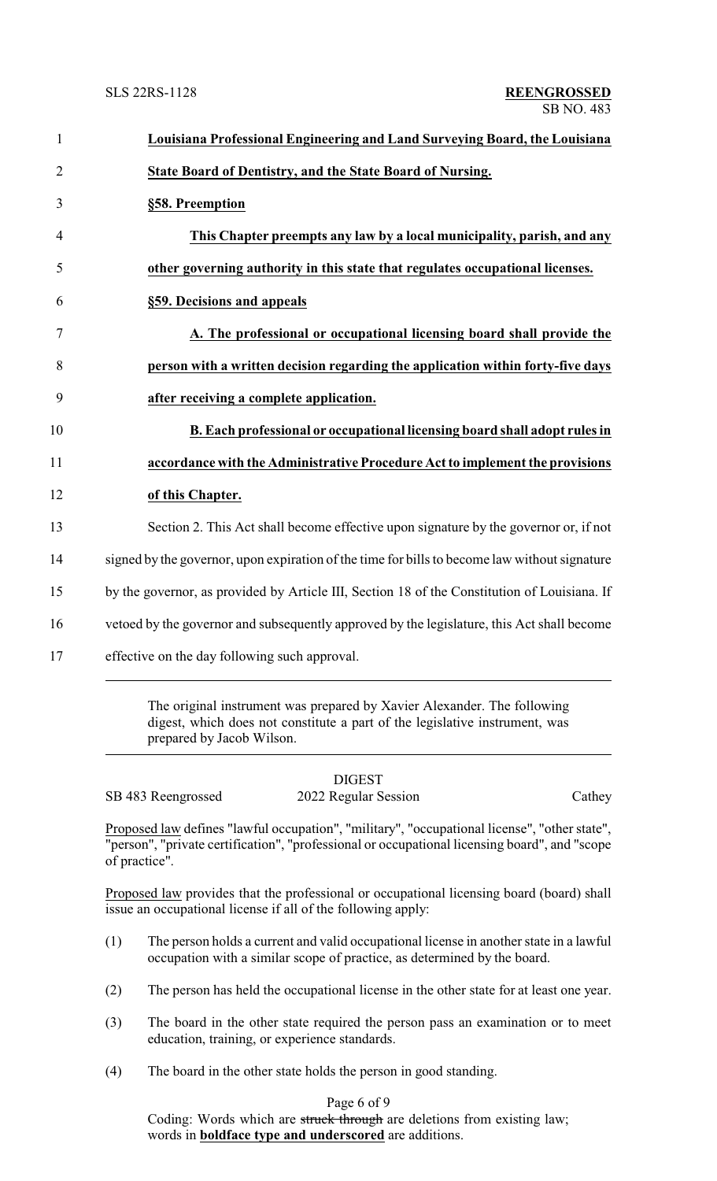**Louisiana Professional Engineering and Land Surveying Board, the Louisiana State Board of Dentistry, and the State Board of Nursing.**

**§58. Preemption**

**This Chapter preempts any law by a local municipality, parish, and any other governing authority in this state that regulates occupational licenses.**

**§59. Decisions and appeals**

**A. The professional or occupational licensing board shall provide the person with a written decision regarding the application within forty-five days after receiving a complete application.**

**B. Each professional or occupational licensing board shall adopt rules in accordance with the Administrative Procedure Act to implement the provisions of this Chapter.**

Section 2. This Act shall become effective upon signature by the governor or, if not signed by the governor, upon expiration of the time for bills to become law without signature by the governor, as provided by Article III, Section 18 of the Constitution of Louisiana. If vetoed by the governor and subsequently approved by the legislature, this Act shall become effective on the day following such approval.

---

The original instrument was prepared by Xavier Alexander. The following digest, which does not constitute a part of the legislative instrument, was prepared by Jacob Wilson.

---

DIGEST

SB 483 Reengrossed — 2022 Regular Session — Cathey

Proposed law defines "lawful occupation", "military", "occupational license", "other state", "person", "private certification", "professional or occupational licensing board", and "scope of practice".

Proposed law provides that the professional or occupational licensing board (board) shall issue an occupational license if all of the following apply:

(1) The person holds a current and valid occupational license in another state in a lawful occupation with a similar scope of practice, as determined by the board.

(2) The person has held the occupational license in the other state for at least one year.

(3) The board in the other state required the person pass an examination or to meet education, training, or experience standards.

(4) The board in the other state holds the person in good standing.

Coding: Words which are ~~struck through~~ are deletions from existing law; words in **boldface type and underscored** are additions.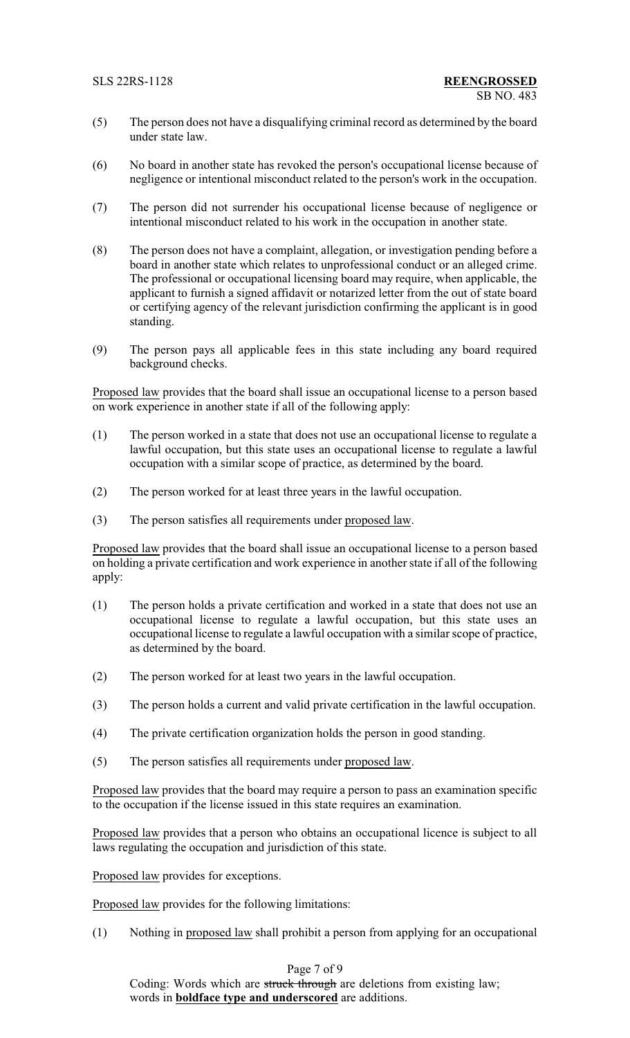(5) The person does not have a disqualifying criminal record as determined by the board under state law.

(6) No board in another state has revoked the person's occupational license because of negligence or intentional misconduct related to the person's work in the occupation.

(7) The person did not surrender his occupational license because of negligence or intentional misconduct related to his work in the occupation in another state.

(8) The person does not have a complaint, allegation, or investigation pending before a board in another state which relates to unprofessional conduct or an alleged crime. The professional or occupational licensing board may require, when applicable, the applicant to furnish a signed affidavit or notarized letter from the out of state board or certifying agency of the relevant jurisdiction confirming the applicant is in good standing.

(9) The person pays all applicable fees in this state including any board required background checks.

Proposed law provides that the board shall issue an occupational license to a person based on work experience in another state if all of the following apply:

(1) The person worked in a state that does not use an occupational license to regulate a lawful occupation, but this state uses an occupational license to regulate a lawful occupation with a similar scope of practice, as determined by the board.

(2) The person worked for at least three years in the lawful occupation.

(3) The person satisfies all requirements under proposed law.

Proposed law provides that the board shall issue an occupational license to a person based on holding a private certification and work experience in another state if all of the following apply:

(1) The person holds a private certification and worked in a state that does not use an occupational license to regulate a lawful occupation, but this state uses an occupational license to regulate a lawful occupation with a similar scope of practice, as determined by the board.

(2) The person worked for at least two years in the lawful occupation.

(3) The person holds a current and valid private certification in the lawful occupation.

(4) The private certification organization holds the person in good standing.

(5) The person satisfies all requirements under proposed law.

Proposed law provides that the board may require a person to pass an examination specific to the occupation if the license issued in this state requires an examination.

Proposed law provides that a person who obtains an occupational licence is subject to all laws regulating the occupation and jurisdiction of this state.

Proposed law provides for exceptions.

Proposed law provides for the following limitations:

(1) Nothing in proposed law shall prohibit a person from applying for an occupational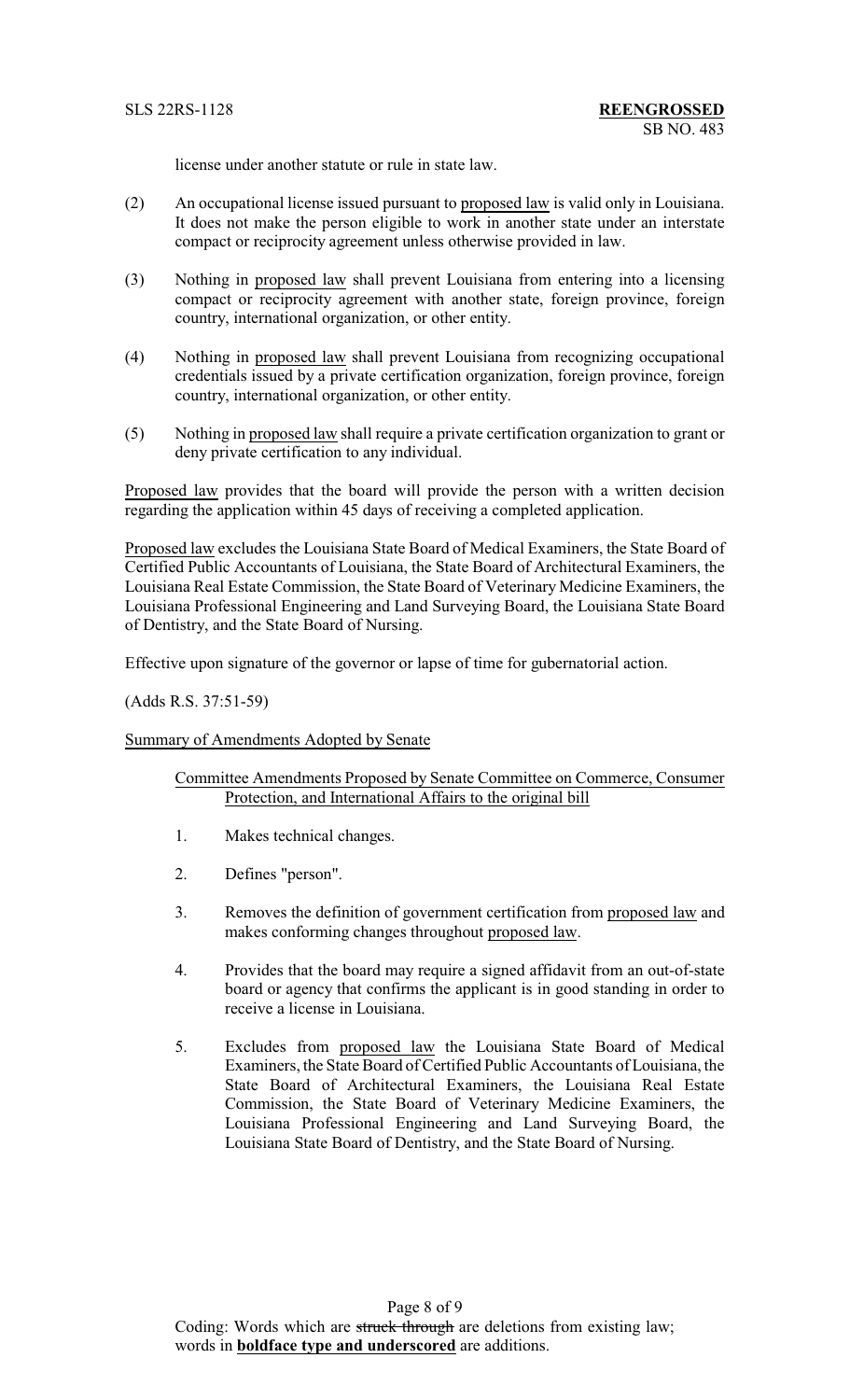license under another statute or rule in state law.

(2) An occupational license issued pursuant to proposed law is valid only in Louisiana. It does not make the person eligible to work in another state under an interstate compact or reciprocity agreement unless otherwise provided in law.

(3) Nothing in proposed law shall prevent Louisiana from entering into a licensing compact or reciprocity agreement with another state, foreign province, foreign country, international organization, or other entity.

(4) Nothing in proposed law shall prevent Louisiana from recognizing occupational credentials issued by a private certification organization, foreign province, foreign country, international organization, or other entity.

(5) Nothing in proposed law shall require a private certification organization to grant or deny private certification to any individual.

Proposed law provides that the board will provide the person with a written decision regarding the application within 45 days of receiving a completed application.

Proposed law excludes the Louisiana State Board of Medical Examiners, the State Board of Certified Public Accountants of Louisiana, the State Board of Architectural Examiners, the Louisiana Real Estate Commission, the State Board of Veterinary Medicine Examiners, the Louisiana Professional Engineering and Land Surveying Board, the Louisiana State Board of Dentistry, and the State Board of Nursing.

Effective upon signature of the governor or lapse of time for gubernatorial action.

(Adds R.S. 37:51-59)

Summary of Amendments Adopted by Senate

Committee Amendments Proposed by Senate Committee on Commerce, Consumer Protection, and International Affairs to the original bill

1. Makes technical changes.

2. Defines "person".

3. Removes the definition of government certification from proposed law and makes conforming changes throughout proposed law.

4. Provides that the board may require a signed affidavit from an out-of-state board or agency that confirms the applicant is in good standing in order to receive a license in Louisiana.

5. Excludes from proposed law the Louisiana State Board of Medical Examiners, the State Board of Certified Public Accountants of Louisiana, the State Board of Architectural Examiners, the Louisiana Real Estate Commission, the State Board of Veterinary Medicine Examiners, the Louisiana Professional Engineering and Land Surveying Board, the Louisiana State Board of Dentistry, and the State Board of Nursing.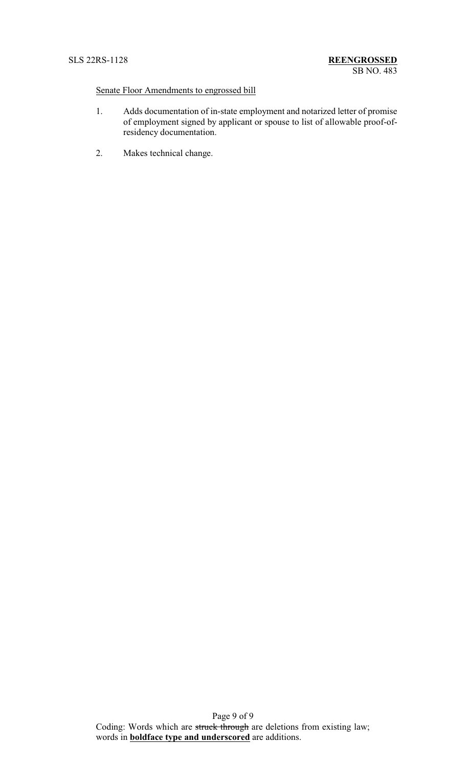Senate Floor Amendments to engrossed bill

1. Adds documentation of in-state employment and notarized letter of promise of employment signed by applicant or spouse to list of allowable proof-of-residency documentation.

2. Makes technical change.